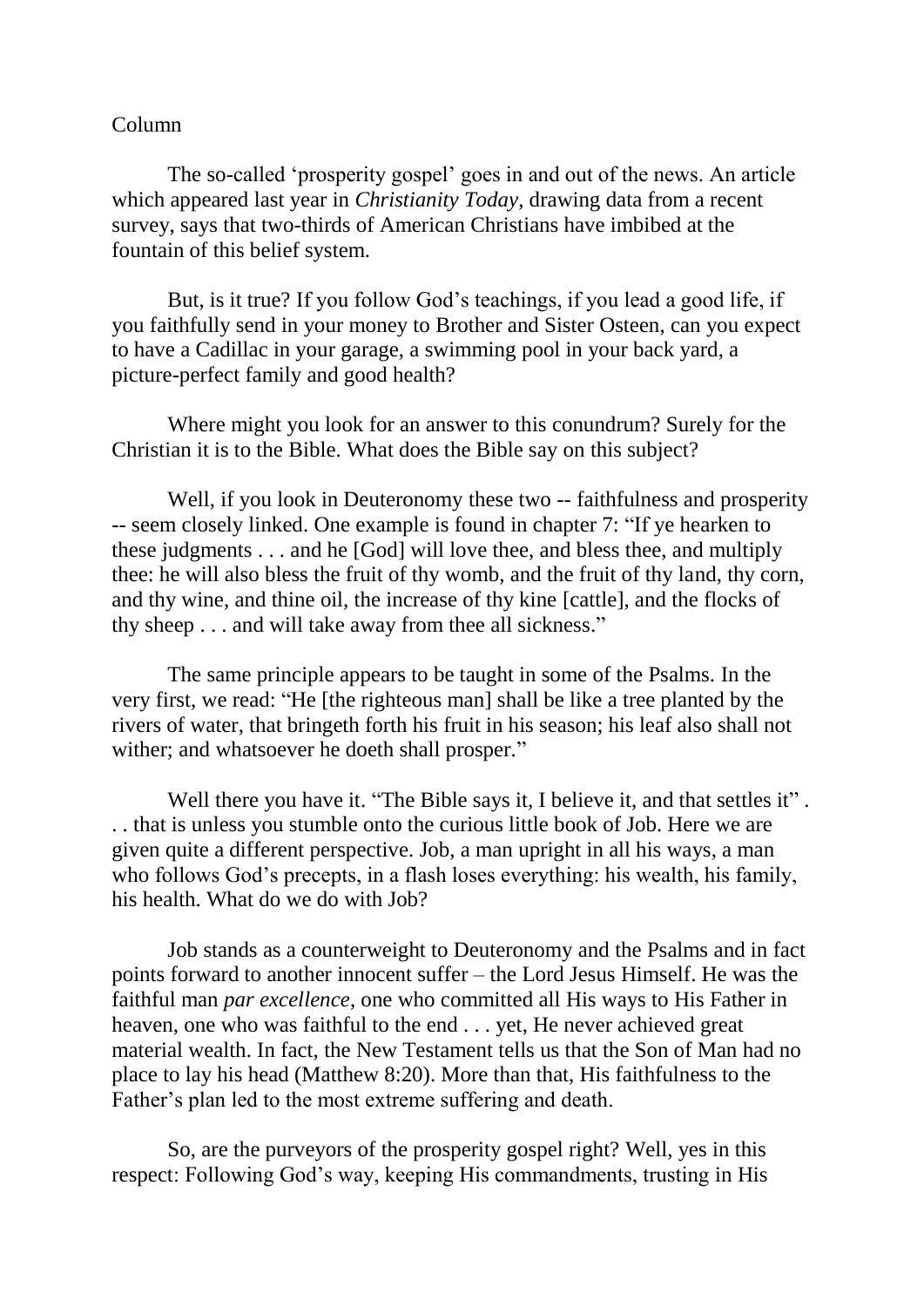Column

The so-called 'prosperity gospel' goes in and out of the news. An article which appeared last year in *Christianity Today*, drawing data from a recent survey, says that two-thirds of American Christians have imbibed at the fountain of this belief system.

But, is it true? If you follow God's teachings, if you lead a good life, if you faithfully send in your money to Brother and Sister Osteen, can you expect to have a Cadillac in your garage, a swimming pool in your back yard, a picture-perfect family and good health?

Where might you look for an answer to this conundrum? Surely for the Christian it is to the Bible. What does the Bible say on this subject?

Well, if you look in Deuteronomy these two -- faithfulness and prosperity -- seem closely linked. One example is found in chapter 7: "If ye hearken to these judgments . . . and he [God] will love thee, and bless thee, and multiply thee: he will also bless the fruit of thy womb, and the fruit of thy land, thy corn, and thy wine, and thine oil, the increase of thy kine [cattle], and the flocks of thy sheep . . . and will take away from thee all sickness."

The same principle appears to be taught in some of the Psalms. In the very first, we read: "He [the righteous man] shall be like a tree planted by the rivers of water, that bringeth forth his fruit in his season; his leaf also shall not wither; and whatsoever he doeth shall prosper."

Well there you have it. "The Bible says it, I believe it, and that settles it" . . . that is unless you stumble onto the curious little book of Job. Here we are given quite a different perspective. Job, a man upright in all his ways, a man who follows God's precepts, in a flash loses everything: his wealth, his family, his health. What do we do with Job?

Job stands as a counterweight to Deuteronomy and the Psalms and in fact points forward to another innocent suffer – the Lord Jesus Himself. He was the faithful man *par excellence*, one who committed all His ways to His Father in heaven, one who was faithful to the end . . . yet, He never achieved great material wealth. In fact, the New Testament tells us that the Son of Man had no place to lay his head (Matthew 8:20). More than that, His faithfulness to the Father's plan led to the most extreme suffering and death.

So, are the purveyors of the prosperity gospel right? Well, yes in this respect: Following God's way, keeping His commandments, trusting in His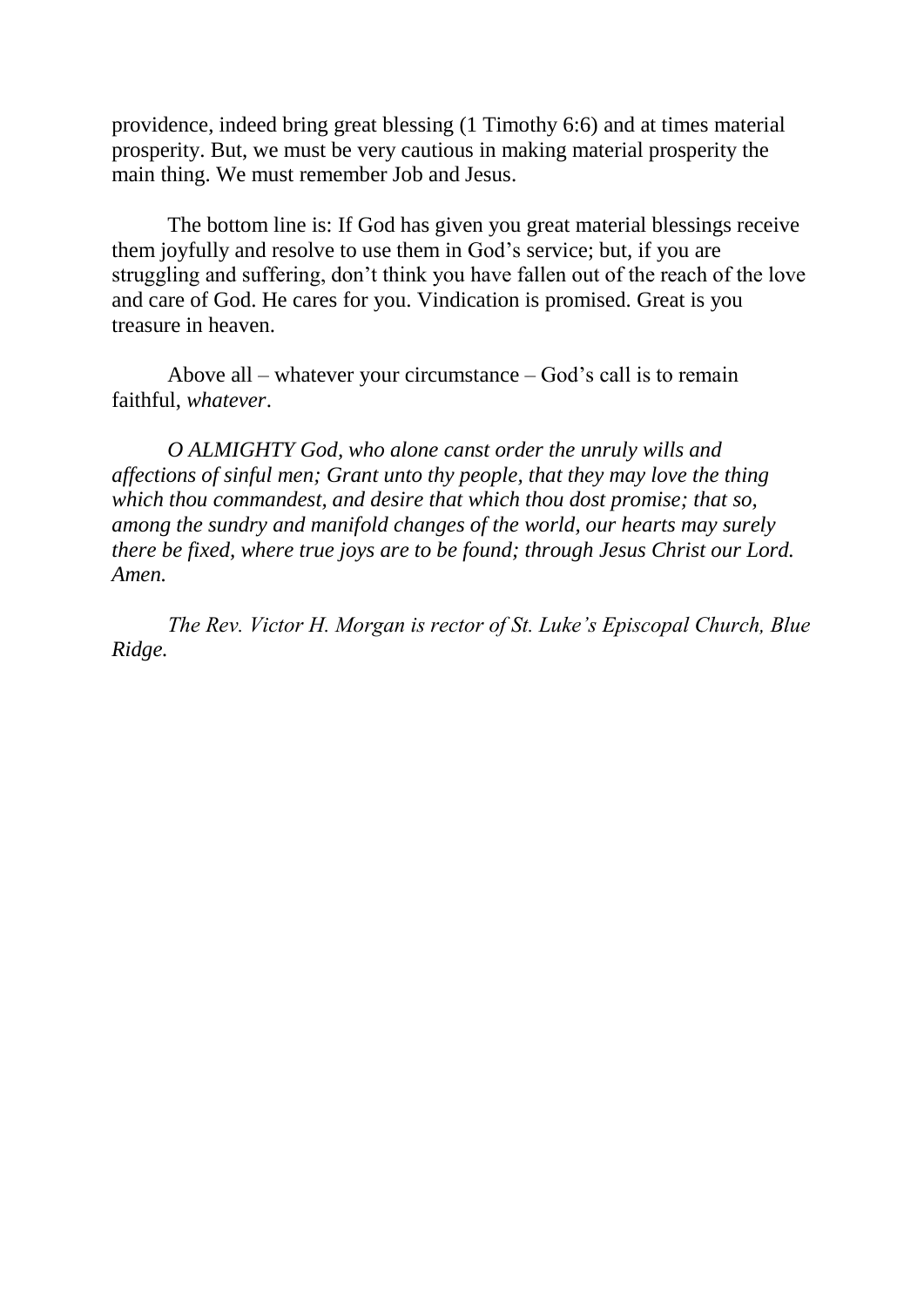providence, indeed bring great blessing (1 Timothy 6:6) and at times material prosperity. But, we must be very cautious in making material prosperity the main thing. We must remember Job and Jesus.

The bottom line is: If God has given you great material blessings receive them joyfully and resolve to use them in God's service; but, if you are struggling and suffering, don't think you have fallen out of the reach of the love and care of God. He cares for you. Vindication is promised. Great is you treasure in heaven.

Above all – whatever your circumstance – God's call is to remain faithful, *whatever*.

*O ALMIGHTY God, who alone canst order the unruly wills and affections of sinful men; Grant unto thy people, that they may love the thing which thou commandest, and desire that which thou dost promise; that so, among the sundry and manifold changes of the world, our hearts may surely there be fixed, where true joys are to be found; through Jesus Christ our Lord. Amen.*

*The Rev. Victor H. Morgan is rector of St. Luke's Episcopal Church, Blue Ridge.*